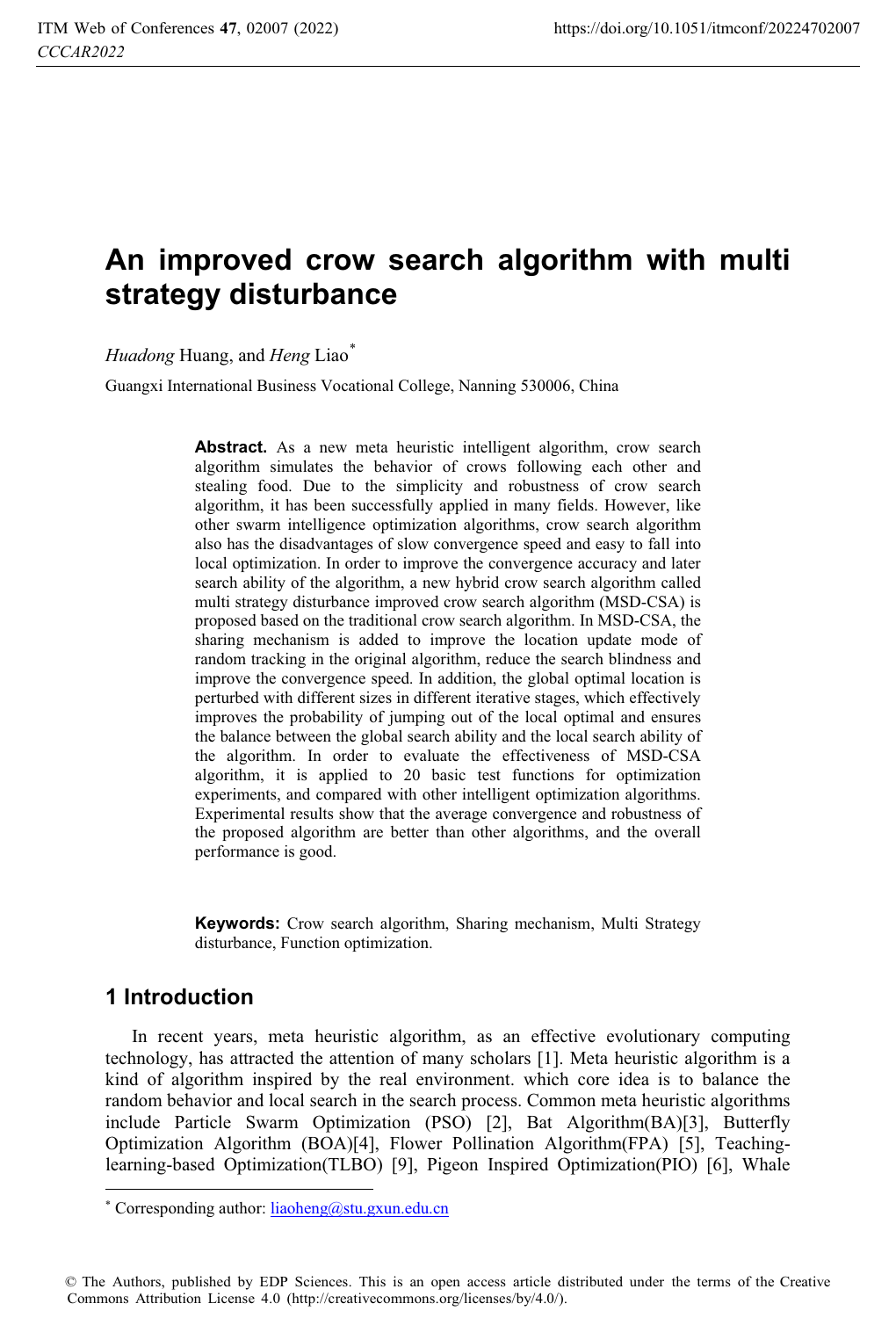# An improved crow search algorithm with multi strategy disturbance

*Huadong* Huang, and *Heng* Liao[*]

Guangxi International Business Vocational College, Nanning 530006, China

**Abstract.** As a new meta heuristic intelligent algorithm, crow search algorithm simulates the behavior of crows following each other and stealing food. Due to the simplicity and robustness of crow search algorithm, it has been successfully applied in many fields. However, like other swarm intelligence optimization algorithms, crow search algorithm also has the disadvantages of slow convergence speed and easy to fall into local optimization. In order to improve the convergence accuracy and later search ability of the algorithm, a new hybrid crow search algorithm called multi strategy disturbance improved crow search algorithm (MSD-CSA) is proposed based on the traditional crow search algorithm. In MSD-CSA, the sharing mechanism is added to improve the location update mode of random tracking in the original algorithm, reduce the search blindness and improve the convergence speed. In addition, the global optimal location is perturbed with different sizes in different iterative stages, which effectively improves the probability of jumping out of the local optimal and ensures the balance between the global search ability and the local search ability of the algorithm. In order to evaluate the effectiveness of MSD-CSA algorithm, it is applied to 20 basic test functions for optimization experiments, and compared with other intelligent optimization algorithms. Experimental results show that the average convergence and robustness of the proposed algorithm are better than other algorithms, and the overall performance is good.

**Keywords:** Crow search algorithm, Sharing mechanism, Multi Strategy disturbance, Function optimization.

## 1 Introduction

In recent years, meta heuristic algorithm, as an effective evolutionary computing technology, has attracted the attention of many scholars [1]. Meta heuristic algorithm is a kind of algorithm inspired by the real environment. which core idea is to balance the random behavior and local search in the search process. Common meta heuristic algorithms include Particle Swarm Optimization (PSO) [2], Bat Algorithm(BA)[3], Butterfly Optimization Algorithm (BOA)[4], Flower Pollination Algorithm(FPA) [5], Teaching-learning-based Optimization(TLBO) [9], Pigeon Inspired Optimization(PIO) [6], Whale

[*] Corresponding author: liaoheng@stu.gxun.edu.cn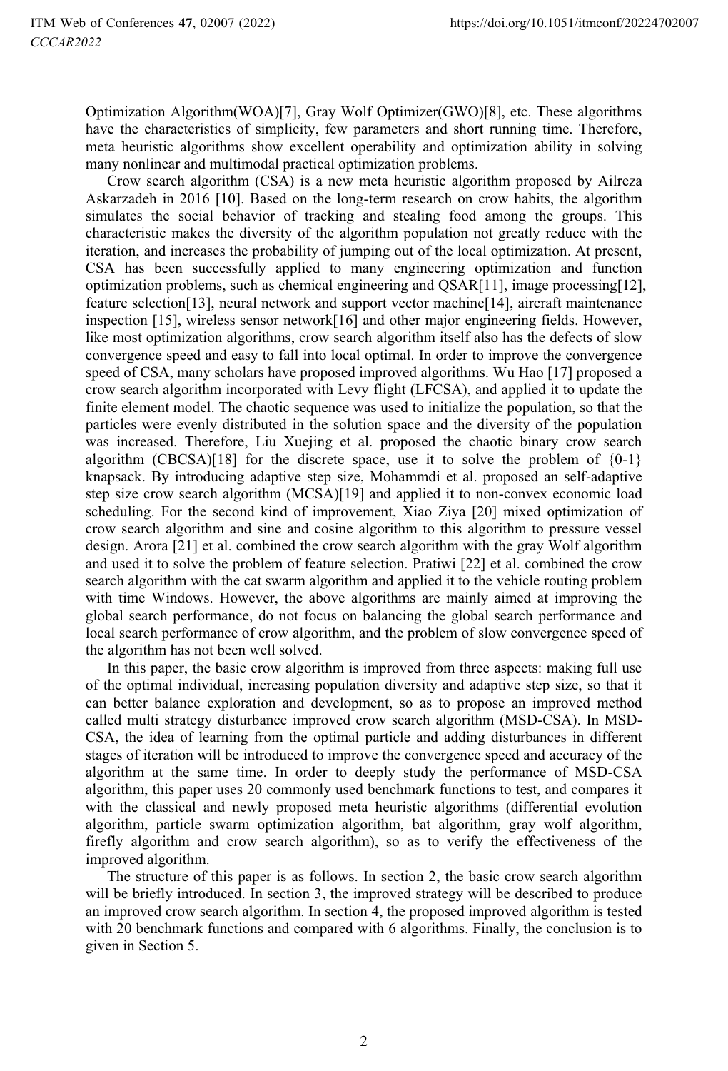Optimization Algorithm(WOA)[7], Gray Wolf Optimizer(GWO)[8], etc. These algorithms have the characteristics of simplicity, few parameters and short running time. Therefore, meta heuristic algorithms show excellent operability and optimization ability in solving many nonlinear and multimodal practical optimization problems.

Crow search algorithm (CSA) is a new meta heuristic algorithm proposed by Ailreza Askarzadeh in 2016 [10]. Based on the long-term research on crow habits, the algorithm simulates the social behavior of tracking and stealing food among the groups. This characteristic makes the diversity of the algorithm population not greatly reduce with the iteration, and increases the probability of jumping out of the local optimization. At present, CSA has been successfully applied to many engineering optimization and function optimization problems, such as chemical engineering and QSAR[11], image processing[12], feature selection[13], neural network and support vector machine[14], aircraft maintenance inspection [15], wireless sensor network[16] and other major engineering fields. However, like most optimization algorithms, crow search algorithm itself also has the defects of slow convergence speed and easy to fall into local optimal. In order to improve the convergence speed of CSA, many scholars have proposed improved algorithms. Wu Hao [17] proposed a crow search algorithm incorporated with Levy flight (LFCSA), and applied it to update the finite element model. The chaotic sequence was used to initialize the population, so that the particles were evenly distributed in the solution space and the diversity of the population was increased. Therefore, Liu Xuejing et al. proposed the chaotic binary crow search algorithm (CBCSA)[18] for the discrete space, use it to solve the problem of {0-1} knapsack. By introducing adaptive step size, Mohammdi et al. proposed an self-adaptive step size crow search algorithm (MCSA)[19] and applied it to non-convex economic load scheduling. For the second kind of improvement, Xiao Ziya [20] mixed optimization of crow search algorithm and sine and cosine algorithm to this algorithm to pressure vessel design. Arora [21] et al. combined the crow search algorithm with the gray Wolf algorithm and used it to solve the problem of feature selection. Pratiwi [22] et al. combined the crow search algorithm with the cat swarm algorithm and applied it to the vehicle routing problem with time Windows. However, the above algorithms are mainly aimed at improving the global search performance, do not focus on balancing the global search performance and local search performance of crow algorithm, and the problem of slow convergence speed of the algorithm has not been well solved.

In this paper, the basic crow algorithm is improved from three aspects: making full use of the optimal individual, increasing population diversity and adaptive step size, so that it can better balance exploration and development, so as to propose an improved method called multi strategy disturbance improved crow search algorithm (MSD-CSA). In MSD-CSA, the idea of learning from the optimal particle and adding disturbances in different stages of iteration will be introduced to improve the convergence speed and accuracy of the algorithm at the same time. In order to deeply study the performance of MSD-CSA algorithm, this paper uses 20 commonly used benchmark functions to test, and compares it with the classical and newly proposed meta heuristic algorithms (differential evolution algorithm, particle swarm optimization algorithm, bat algorithm, gray wolf algorithm, firefly algorithm and crow search algorithm), so as to verify the effectiveness of the improved algorithm.

The structure of this paper is as follows. In section 2, the basic crow search algorithm will be briefly introduced. In section 3, the improved strategy will be described to produce an improved crow search algorithm. In section 4, the proposed improved algorithm is tested with 20 benchmark functions and compared with 6 algorithms. Finally, the conclusion is to given in Section 5.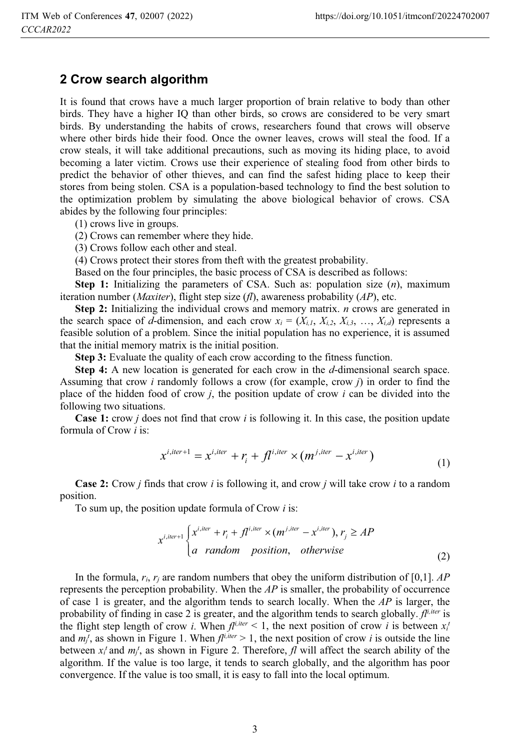## 2 Crow search algorithm

It is found that crows have a much larger proportion of brain relative to body than other birds. They have a higher IQ than other birds, so crows are considered to be very smart birds. By understanding the habits of crows, researchers found that crows will observe where other birds hide their food. Once the owner leaves, crows will steal the food. If a crow steals, it will take additional precautions, such as moving its hiding place, to avoid becoming a later victim. Crows use their experience of stealing food from other birds to predict the behavior of other thieves, and can find the safest hiding place to keep their stores from being stolen. CSA is a population-based technology to find the best solution to the optimization problem by simulating the above biological behavior of crows. CSA abides by the following four principles:

(1) crows live in groups.

(2) Crows can remember where they hide.

(3) Crows follow each other and steal.

(4) Crows protect their stores from theft with the greatest probability.

Based on the four principles, the basic process of CSA is described as follows:

**Step 1:** Initializing the parameters of CSA. Such as: population size ($n$), maximum iteration number (*Maxiter*), flight step size (*fl*), awareness probability (*AP*), etc.

**Step 2:** Initializing the individual crows and memory matrix. $n$ crows are generated in the search space of $d$-dimension, and each crow $x_i = (X_{i,1}, X_{i,2}, X_{i,3}, \ldots, X_{i,d})$ represents a feasible solution of a problem. Since the initial population has no experience, it is assumed that the initial memory matrix is the initial position.

**Step 3:** Evaluate the quality of each crow according to the fitness function.

**Step 4:** A new location is generated for each crow in the $d$-dimensional search space. Assuming that crow $i$ randomly follows a crow (for example, crow $j$) in order to find the place of the hidden food of crow $j$, the position update of crow $i$ can be divided into the following two situations.

**Case 1:** crow $j$ does not find that crow $i$ is following it. In this case, the position update formula of Crow $i$ is:

$$x^{i,iter+1} = x^{i,iter} + r_i + fl^{i,iter} \times (m^{j,iter} - x^{i,iter}) \tag{1}$$

**Case 2:** Crow $j$ finds that crow $i$ is following it, and crow $j$ will take crow $i$ to a random position.

To sum up, the position update formula of Crow $i$ is:

$$x^{i,iter+1} \begin{cases} x^{i,iter} + r_i + fl^{i,iter} \times (m^{j,iter} - x^{i,iter}), r_j \geq AP \\ a \quad random \quad position, \quad otherwise \end{cases} \tag{2}$$

In the formula, $r_i$, $r_j$ are random numbers that obey the uniform distribution of [0,1]. *AP* represents the perception probability. When the *AP* is smaller, the probability of occurrence of case 1 is greater, and the algorithm tends to search locally. When the *AP* is larger, the probability of finding in case 2 is greater, and the algorithm tends to search globally. $fl^{i,iter}$ is the flight step length of crow $i$. When $fl^{i,iter} < 1$, the next position of crow $i$ is between $x_i^t$ and $m_j^t$, as shown in Figure 1. When $fl^{i,iter} > 1$, the next position of crow $i$ is outside the line between $x_i^t$ and $m_j^t$, as shown in Figure 2. Therefore, *fl* will affect the search ability of the algorithm. If the value is too large, it tends to search globally, and the algorithm has poor convergence. If the value is too small, it is easy to fall into the local optimum.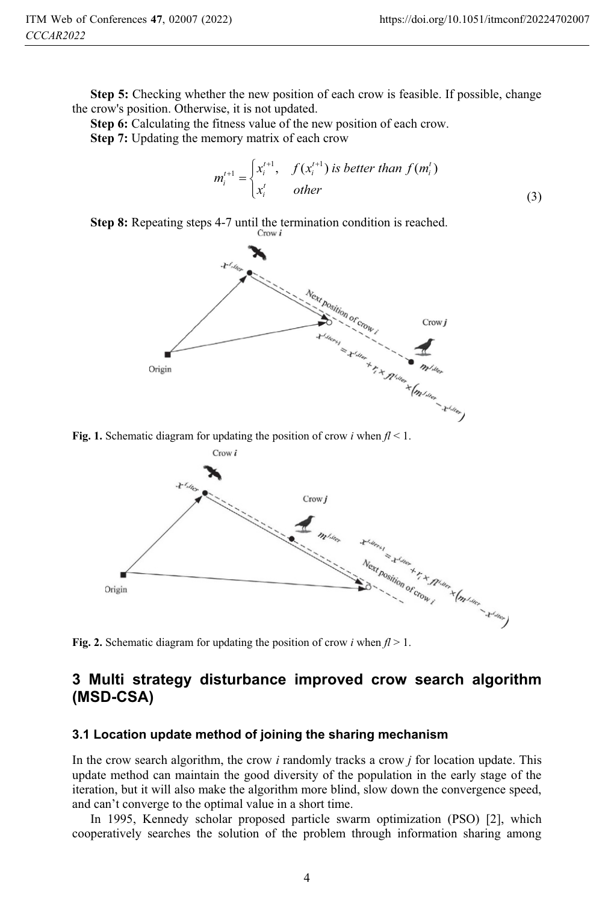**Step 5:** Checking whether the new position of each crow is feasible. If possible, change the crow's position. Otherwise, it is not updated.

**Step 6:** Calculating the fitness value of the new position of each crow.

**Step 7:** Updating the memory matrix of each crow

$$m_i^{t+1} = \begin{cases} x_i^{t+1}, & f(x_i^{t+1}) \text{ is better than } f(m_i^t) \\ x_i^t & other \end{cases} \tag{3}$$

**Step 8:** Repeating steps 4-7 until the termination condition is reached.

**Fig. 1.** Schematic diagram for updating the position of crow $i$ when $fl < 1$.

**Fig. 2.** Schematic diagram for updating the position of crow $i$ when $fl > 1$.

## 3 Multi strategy disturbance improved crow search algorithm (MSD-CSA)

### 3.1 Location update method of joining the sharing mechanism

In the crow search algorithm, the crow $i$ randomly tracks a crow $j$ for location update. This update method can maintain the good diversity of the population in the early stage of the iteration, but it will also make the algorithm more blind, slow down the convergence speed, and can't converge to the optimal value in a short time.

In 1995, Kennedy scholar proposed particle swarm optimization (PSO) [2], which cooperatively searches the solution of the problem through information sharing among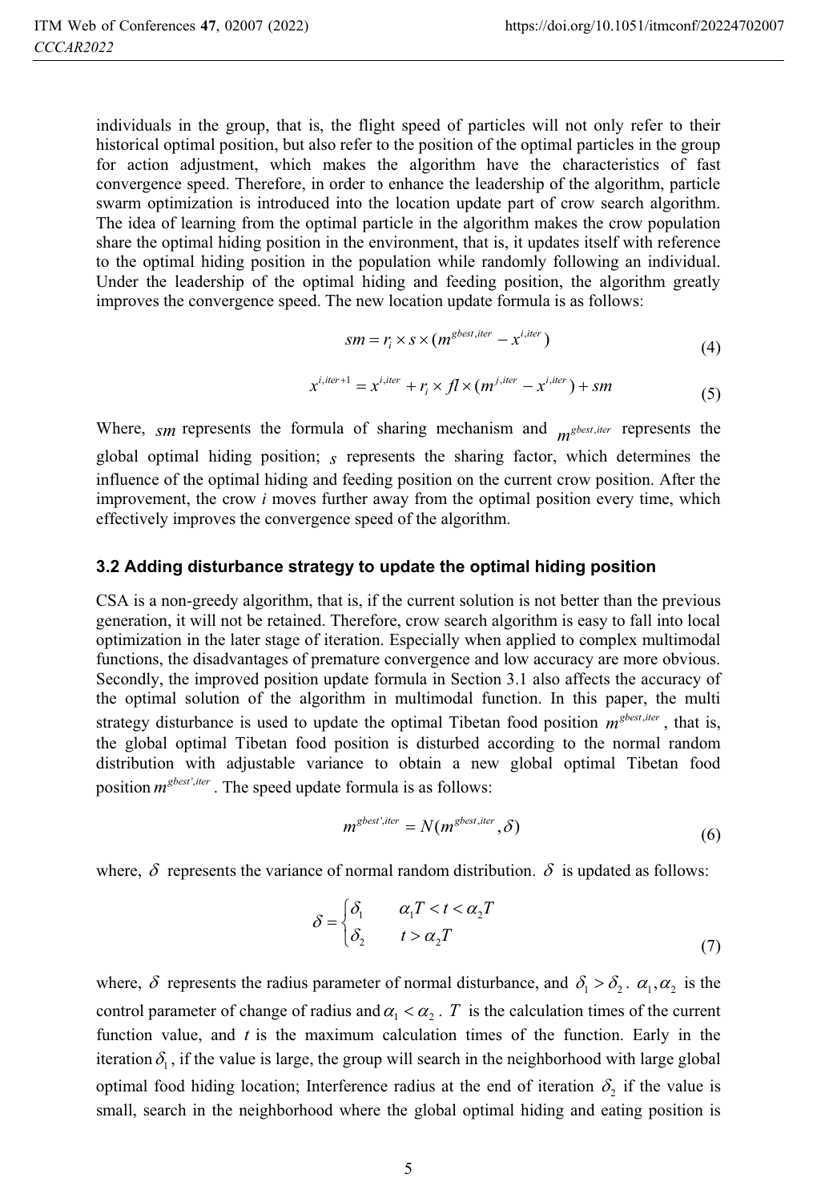individuals in the group, that is, the flight speed of particles will not only refer to their historical optimal position, but also refer to the position of the optimal particles in the group for action adjustment, which makes the algorithm have the characteristics of fast convergence speed. Therefore, in order to enhance the leadership of the algorithm, particle swarm optimization is introduced into the location update part of crow search algorithm. The idea of learning from the optimal particle in the algorithm makes the crow population share the optimal hiding position in the environment, that is, it updates itself with reference to the optimal hiding position in the population while randomly following an individual. Under the leadership of the optimal hiding and feeding position, the algorithm greatly improves the convergence speed. The new location update formula is as follows:

$$sm = r_i \times s \times (m^{gbest,iter} - x^{i,iter}) \tag{4}$$

$$x^{i,iter+1} = x^{i,iter} + r_i \times fl \times (m^{j,iter} - x^{i,iter}) + sm \tag{5}$$

Where, $sm$ represents the formula of sharing mechanism and $m^{gbest,iter}$ represents the global optimal hiding position; $s$ represents the sharing factor, which determines the influence of the optimal hiding and feeding position on the current crow position. After the improvement, the crow *i* moves further away from the optimal position every time, which effectively improves the convergence speed of the algorithm.

### 3.2 Adding disturbance strategy to update the optimal hiding position

CSA is a non-greedy algorithm, that is, if the current solution is not better than the previous generation, it will not be retained. Therefore, crow search algorithm is easy to fall into local optimization in the later stage of iteration. Especially when applied to complex multimodal functions, the disadvantages of premature convergence and low accuracy are more obvious. Secondly, the improved position update formula in Section 3.1 also affects the accuracy of the optimal solution of the algorithm in multimodal function. In this paper, the multi strategy disturbance is used to update the optimal Tibetan food position $m^{gbest,iter}$, that is, the global optimal Tibetan food position is disturbed according to the normal random distribution with adjustable variance to obtain a new global optimal Tibetan food position $m^{gbest',iter}$. The speed update formula is as follows:

$$m^{gbest',iter} = N(m^{gbest,iter}, \delta) \tag{6}$$

where, $\delta$ represents the variance of normal random distribution. $\delta$ is updated as follows:

$$\delta = \begin{cases} \delta_1 & \alpha_1 T < t < \alpha_2 T \\ \delta_2 & t > \alpha_2 T \end{cases} \tag{7}$$

where, $\delta$ represents the radius parameter of normal disturbance, and $\delta_1 > \delta_2$. $\alpha_1, \alpha_2$ is the control parameter of change of radius and $\alpha_1 < \alpha_2$. $T$ is the calculation times of the current function value, and $t$ is the maximum calculation times of the function. Early in the iteration $\delta_1$, if the value is large, the group will search in the neighborhood with large global optimal food hiding location; Interference radius at the end of iteration $\delta_2$ if the value is small, search in the neighborhood where the global optimal hiding and eating position is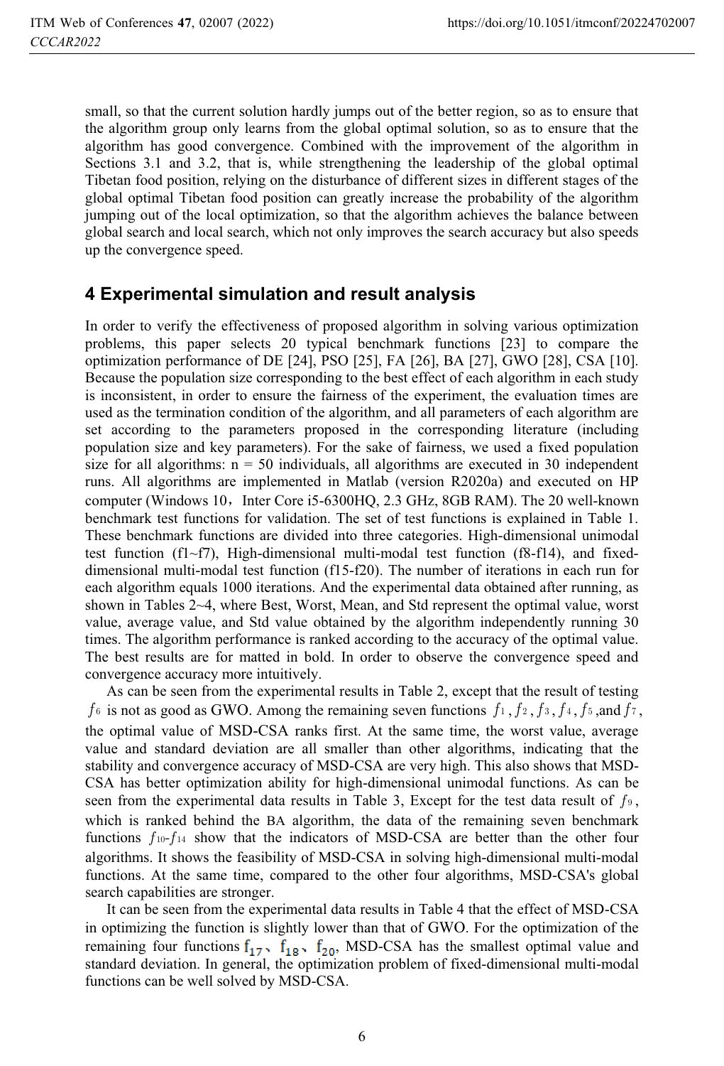small, so that the current solution hardly jumps out of the better region, so as to ensure that the algorithm group only learns from the global optimal solution, so as to ensure that the algorithm has good convergence. Combined with the improvement of the algorithm in Sections 3.1 and 3.2, that is, while strengthening the leadership of the global optimal Tibetan food position, relying on the disturbance of different sizes in different stages of the global optimal Tibetan food position can greatly increase the probability of the algorithm jumping out of the local optimization, so that the algorithm achieves the balance between global search and local search, which not only improves the search accuracy but also speeds up the convergence speed.

## 4 Experimental simulation and result analysis

In order to verify the effectiveness of proposed algorithm in solving various optimization problems, this paper selects 20 typical benchmark functions [23] to compare the optimization performance of DE [24], PSO [25], FA [26], BA [27], GWO [28], CSA [10]. Because the population size corresponding to the best effect of each algorithm in each study is inconsistent, in order to ensure the fairness of the experiment, the evaluation times are used as the termination condition of the algorithm, and all parameters of each algorithm are set according to the parameters proposed in the corresponding literature (including population size and key parameters). For the sake of fairness, we used a fixed population size for all algorithms: n = 50 individuals, all algorithms are executed in 30 independent runs. All algorithms are implemented in Matlab (version R2020a) and executed on HP computer (Windows 10，Inter Core i5-6300HQ, 2.3 GHz, 8GB RAM). The 20 well-known benchmark test functions for validation. The set of test functions is explained in Table 1. These benchmark functions are divided into three categories. High-dimensional unimodal test function (f1~f7), High-dimensional multi-modal test function (f8-f14), and fixed-dimensional multi-modal test function (f15-f20). The number of iterations in each run for each algorithm equals 1000 iterations. And the experimental data obtained after running, as shown in Tables 2~4, where Best, Worst, Mean, and Std represent the optimal value, worst value, average value, and Std value obtained by the algorithm independently running 30 times. The algorithm performance is ranked according to the accuracy of the optimal value. The best results are for matted in bold. In order to observe the convergence speed and convergence accuracy more intuitively.

As can be seen from the experimental results in Table 2, except that the result of testing $f_6$ is not as good as GWO. Among the remaining seven functions $f_1$, $f_2$, $f_3$, $f_4$, $f_5$, and $f_7$, the optimal value of MSD-CSA ranks first. At the same time, the worst value, average value and standard deviation are all smaller than other algorithms, indicating that the stability and convergence accuracy of MSD-CSA are very high. This also shows that MSD-CSA has better optimization ability for high-dimensional unimodal functions. As can be seen from the experimental data results in Table 3, Except for the test data result of $f_9$, which is ranked behind the BA algorithm, the data of the remaining seven benchmark functions $f_{10}$-$f_{14}$ show that the indicators of MSD-CSA are better than the other four algorithms. It shows the feasibility of MSD-CSA in solving high-dimensional multi-modal functions. At the same time, compared to the other four algorithms, MSD-CSA's global search capabilities are stronger.

It can be seen from the experimental data results in Table 4 that the effect of MSD-CSA in optimizing the function is slightly lower than that of GWO. For the optimization of the remaining four functions $f_{17}$、$f_{18}$、$f_{20}$, MSD-CSA has the smallest optimal value and standard deviation. In general, the optimization problem of fixed-dimensional multi-modal functions can be well solved by MSD-CSA.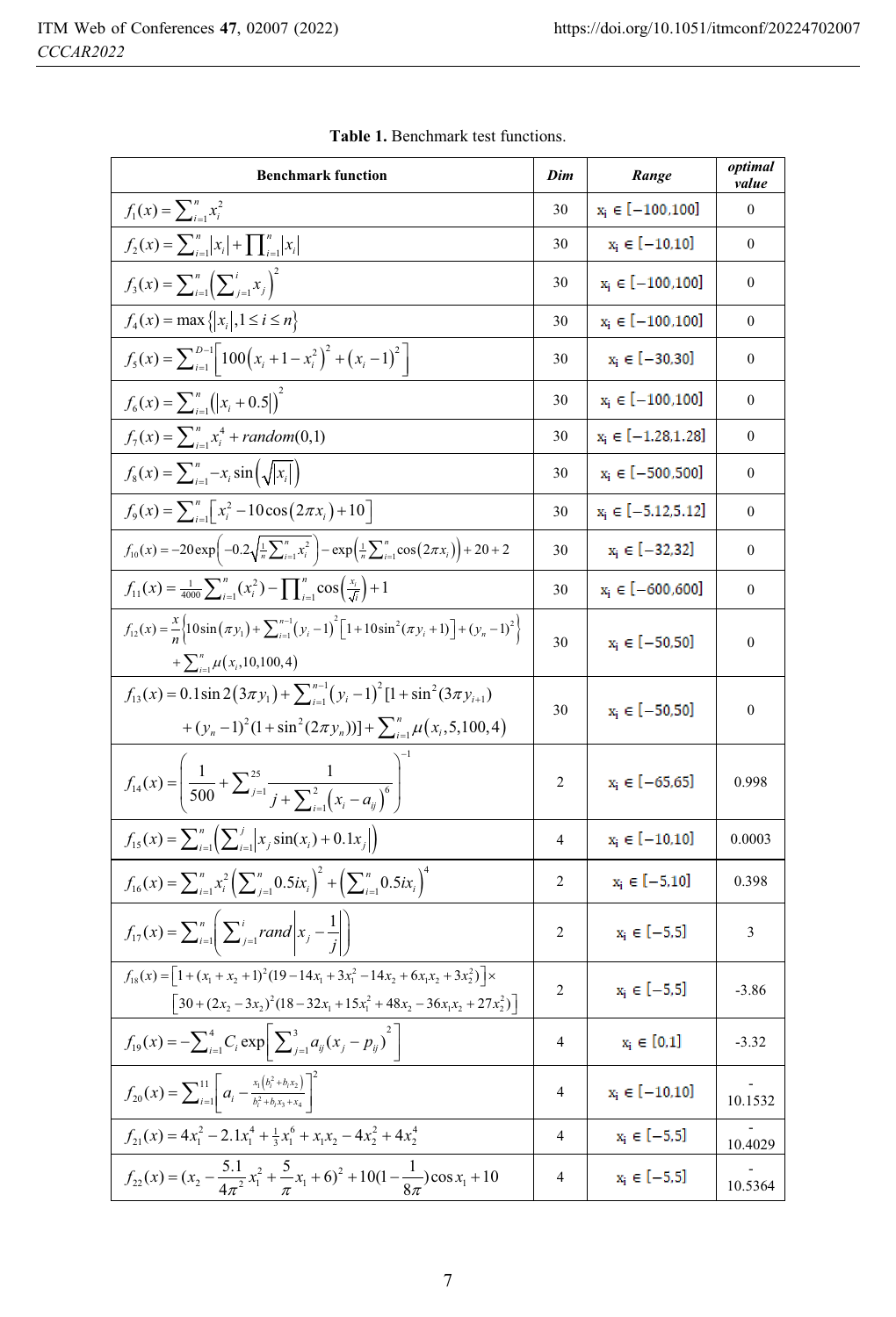**Table 1.** Benchmark test functions.

| Benchmark function | *Dim* | *Range* | *optimal value* |
|---|---|---|---|
| $f_1(x)=\sum_{i=1}^{n} x_i^2$ | 30 | $x_i \in [-100,100]$ | 0 |
| $f_2(x)=\sum_{i=1}^{n}\lvert x_i\rvert+\prod_{i=1}^{n}\lvert x_i\rvert$ | 30 | $x_i \in [-10,10]$ | 0 |
| $f_3(x)=\sum_{i=1}^{n}\left(\sum_{j=1}^{i} x_j\right)^2$ | 30 | $x_i \in [-100,100]$ | 0 |
| $f_4(x)=\max\left\{\lvert x_i\rvert, 1\le i\le n\right\}$ | 30 | $x_i \in [-100,100]$ | 0 |
| $f_5(x)=\sum_{i=1}^{D-1}\left[100\left(x_i+1-x_i^2\right)^2+\left(x_i-1\right)^2\right]$ | 30 | $x_i \in [-30,30]$ | 0 |
| $f_6(x)=\sum_{i=1}^{n}\left(\lvert x_i+0.5\rvert\right)^2$ | 30 | $x_i \in [-100,100]$ | 0 |
| $f_7(x)=\sum_{i=1}^{n} x_i^4+random(0,1)$ | 30 | $x_i \in [-1.28,1.28]$ | 0 |
| $f_8(x)=\sum_{i=1}^{n}-x_i\sin\left(\sqrt{\lvert x_i\rvert}\right)$ | 30 | $x_i \in [-500,500]$ | 0 |
| $f_9(x)=\sum_{i=1}^{n}\left[x_i^2-10\cos\left(2\pi x_i\right)+10\right]$ | 30 | $x_i \in [-5.12,5.12]$ | 0 |
| $f_{10}(x)=-20\exp\left(-0.2\sqrt{\frac{1}{n}\sum_{i=1}^{n}x_i^2}\right)-\exp\left(\frac{1}{n}\sum_{i=1}^{n}\cos\left(2\pi x_i\right)\right)+20+2$ | 30 | $x_i \in [-32,32]$ | 0 |
| $f_{11}(x)=\frac{1}{4000}\sum_{i=1}^{n}(x_i^2)-\prod_{i=1}^{n}\cos\left(\frac{x_i}{\sqrt{i}}\right)+1$ | 30 | $x_i \in [-600,600]$ | 0 |
| $f_{12}(x)=\frac{x}{n}\left\{10\sin\left(\pi y_1\right)+\sum_{i=1}^{n-1}\left(y_i-1\right)^2\left[1+10\sin^2(\pi y_i+1)\right]+\left(y_n-1\right)^2\right\}+\sum_{i=1}^{n}\mu\left(x_i,10,100,4\right)$ | 30 | $x_i \in [-50,50]$ | 0 |
| $f_{13}(x)=0.1\sin 2\left(3\pi y_1\right)+\sum_{i=1}^{n-1}\left(y_i-1\right)^2[1+\sin^2(3\pi y_{i+1})+\left(y_n-1\right)^2(1+\sin^2(2\pi y_n))]+\sum_{i=1}^{n}\mu\left(x_i,5,100,4\right)$ | 30 | $x_i \in [-50,50]$ | 0 |
| $f_{14}(x)=\left(\frac{1}{500}+\sum_{j=1}^{25}\frac{1}{j+\sum_{i=1}^{2}\left(x_i-a_{ij}\right)^6}\right)^{-1}$ | 2 | $x_i \in [-65,65]$ | 0.998 |
| $f_{15}(x)=\sum_{i=1}^{n}\left(\sum_{i=1}^{j}\lvert x_j\sin(x_i)+0.1x_j\rvert\right)$ | 4 | $x_i \in [-10,10]$ | 0.0003 |
| $f_{16}(x)=\sum_{i=1}^{n}x_i^2\left(\sum_{j=1}^{n}0.5ix_i\right)^2+\left(\sum_{i=1}^{n}0.5ix_i\right)^4$ | 2 | $x_i \in [-5,10]$ | 0.398 |
| $f_{17}(x)=\sum_{i=1}^{n}\left(\sum_{j=1}^{i}rand\left\lvert x_j-\frac{1}{j}\right\rvert\right)$ | 2 | $x_i \in [-5,5]$ | 3 |
| $f_{18}(x)=\left[1+(x_1+x_2+1)^2(19-14x_1+3x_1^2-14x_2+6x_1x_2+3x_2^2)\right]\times\left[30+(2x_2-3x_2)^2(18-32x_1+15x_1^2+48x_2-36x_1x_2+27x_2^2)\right]$ | 2 | $x_i \in [-5,5]$ | -3.86 |
| $f_{19}(x)=-\sum_{i=1}^{4}C_i\exp\left[\sum_{j=1}^{3}a_{ij}(x_j-p_{ij})^2\right]$ | 4 | $x_i \in [0,1]$ | -3.32 |
| $f_{20}(x)=\sum_{i=1}^{11}\left[a_i-\frac{x_1\left(b_i^2+b_ix_2\right)}{b_i^2+b_ix_3+x_4}\right]^2$ | 4 | $x_i \in [-10,10]$ | -10.1532 |
| $f_{21}(x)=4x_1^2-2.1x_1^4+\frac{1}{3}x_1^6+x_1x_2-4x_2^2+4x_2^4$ | 4 | $x_i \in [-5,5]$ | -10.4029 |
| $f_{22}(x)=(x_2-\frac{5.1}{4\pi^2}x_1^2+\frac{5}{\pi}x_1+6)^2+10(1-\frac{1}{8\pi})\cos x_1+10$ | 4 | $x_i \in [-5,5]$ | -10.5364 |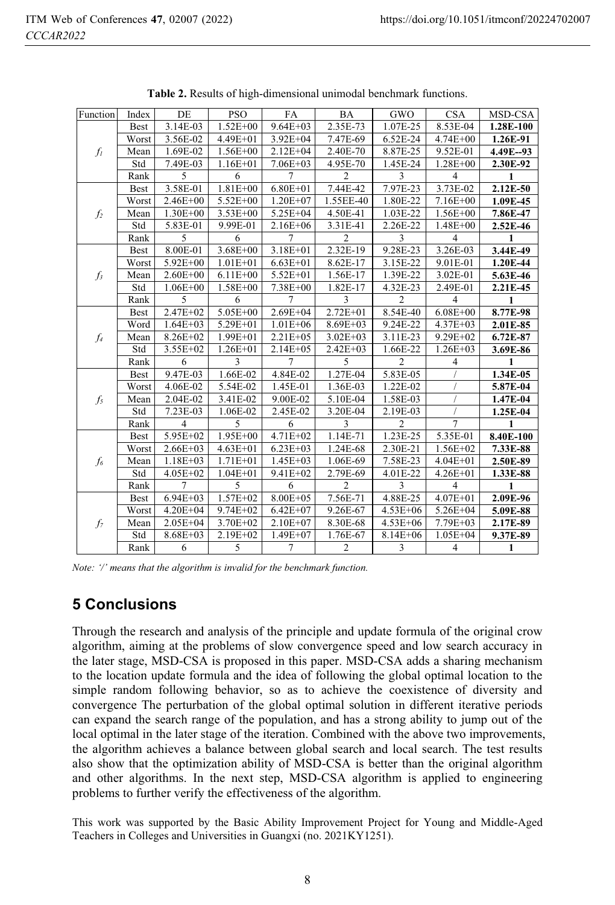**Table 2.** Results of high-dimensional unimodal benchmark functions.

| Function | Index | DE | PSO | FA | BA | GWO | CSA | MSD-CSA |
|---|---|---|---|---|---|---|---|---|
| $f_1$ | Best | 3.14E-03 | 1.52E+00 | 9.64E+03 | 2.35E-73 | 1.07E-25 | 8.53E-04 | **1.28E-100** |
| | Worst | 3.56E-02 | 4.49E+01 | 3.92E+04 | 7.47E-69 | 6.52E-24 | 4.74E+00 | **1.26E-91** |
| | Mean | 1.69E-02 | 1.56E+00 | 2.12E+04 | 2.40E-70 | 8.87E-25 | 9.52E-01 | **4.49E--93** |
| | Std | 7.49E-03 | 1.16E+01 | 7.06E+03 | 4.95E-70 | 1.45E-24 | 1.28E+00 | **2.30E-92** |
| | Rank | 5 | 6 | 7 | 2 | 3 | 4 | **1** |
| $f_2$ | Best | 3.58E-01 | 1.81E+00 | 6.80E+01 | 7.44E-42 | 7.97E-23 | 3.73E-02 | **2.12E-50** |
| | Worst | 2.46E+00 | 5.52E+00 | 1.20E+07 | 1.55EE-40 | 1.80E-22 | 7.16E+00 | **1.09E-45** |
| | Mean | 1.30E+00 | 3.53E+00 | 5.25E+04 | 4.50E-41 | 1.03E-22 | 1.56E+00 | **7.86E-47** |
| | Std | 5.83E-01 | 9.99E-01 | 2.16E+06 | 3.31E-41 | 2.26E-22 | 1.48E+00 | **2.52E-46** |
| | Rank | 5 | 6 | 7 | 2 | 3 | 4 | **1** |
| $f_3$ | Best | 8.00E-01 | 3.68E+00 | 3.18E+01 | 2.32E-19 | 9.28E-23 | 3.26E-03 | **3.44E-49** |
| | Worst | 5.92E+00 | 1.01E+01 | 6.63E+01 | 8.62E-17 | 3.15E-22 | 9.01E-01 | **1.20E-44** |
| | Mean | 2.60E+00 | 6.11E+00 | 5.52E+01 | 1.56E-17 | 1.39E-22 | 3.02E-01 | **5.63E-46** |
| | Std | 1.06E+00 | 1.58E+00 | 7.38E+00 | 1.82E-17 | 4.32E-23 | 2.49E-01 | **2.21E-45** |
| | Rank | 5 | 6 | 7 | 3 | 2 | 4 | **1** |
| $f_4$ | Best | 2.47E+02 | 5.05E+00 | 2.69E+04 | 2.72E+01 | 8.54E-40 | 6.08E+00 | **8.77E-98** |
| | Word | 1.64E+03 | 5.29E+01 | 1.01E+06 | 8.69E+03 | 9.24E-22 | 4.37E+03 | **2.01E-85** |
| | Mean | 8.26E+02 | 1.99E+01 | 2.21E+05 | 3.02E+03 | 3.11E-23 | 9.29E+02 | **6.72E-87** |
| | Std | 3.55E+02 | 1.26E+01 | 2.14E+05 | 2.42E+03 | 1.66E-22 | 1.26E+03 | **3.69E-86** |
| | Rank | 6 | 3 | 7 | 5 | 2 | 4 | **1** |
| $f_5$ | Best | 9.47E-03 | 1.66E-02 | 4.84E-02 | 1.27E-04 | 5.83E-05 | / | **1.34E-05** |
| | Worst | 4.06E-02 | 5.54E-02 | 1.45E-01 | 1.36E-03 | 1.22E-02 | / | **5.87E-04** |
| | Mean | 2.04E-02 | 3.41E-02 | 9.00E-02 | 5.10E-04 | 1.58E-03 | / | **1.47E-04** |
| | Std | 7.23E-03 | 1.06E-02 | 2.45E-02 | 3.20E-04 | 2.19E-03 | / | **1.25E-04** |
| | Rank | 4 | 5 | 6 | 3 | 2 | 7 | **1** |
| $f_6$ | Best | 5.95E+02 | 1.95E+00 | 4.71E+02 | 1.14E-71 | 1.23E-25 | 5.35E-01 | **8.40E-100** |
| | Worst | 2.66E+03 | 4.63E+01 | 6.23E+03 | 1.24E-68 | 2.30E-21 | 1.56E+02 | **7.33E-88** |
| | Mean | 1.18E+03 | 1.71E+01 | 1.45E+03 | 1.06E-69 | 7.58E-23 | 4.04E+01 | **2.50E-89** |
| | Std | 4.05E+02 | 1.04E+01 | 9.41E+02 | 2.79E-69 | 4.01E-22 | 4.26E+01 | **1.33E-88** |
| | Rank | 7 | 5 | 6 | 2 | 3 | 4 | **1** |
| $f_7$ | Best | 6.94E+03 | 1.57E+02 | 8.00E+05 | 7.56E-71 | 4.88E-25 | 4.07E+01 | **2.09E-96** |
| | Worst | 4.20E+04 | 9.74E+02 | 6.42E+07 | 9.26E-67 | 4.53E+06 | 5.26E+04 | **5.09E-88** |
| | Mean | 2.05E+04 | 3.70E+02 | 2.10E+07 | 8.30E-68 | 4.53E+06 | 7.79E+03 | **2.17E-89** |
| | Std | 8.68E+03 | 2.19E+02 | 1.49E+07 | 1.76E-67 | 8.14E+06 | 1.05E+04 | **9.37E-89** |
| | Rank | 6 | 5 | 7 | 2 | 3 | 4 | **1** |

*Note: '/' means that the algorithm is invalid for the benchmark function.*

## 5 Conclusions

Through the research and analysis of the principle and update formula of the original crow algorithm, aiming at the problems of slow convergence speed and low search accuracy in the later stage, MSD-CSA is proposed in this paper. MSD-CSA adds a sharing mechanism to the location update formula and the idea of following the global optimal location to the simple random following behavior, so as to achieve the coexistence of diversity and convergence The perturbation of the global optimal solution in different iterative periods can expand the search range of the population, and has a strong ability to jump out of the local optimal in the later stage of the iteration. Combined with the above two improvements, the algorithm achieves a balance between global search and local search. The test results also show that the optimization ability of MSD-CSA is better than the original algorithm and other algorithms. In the next step, MSD-CSA algorithm is applied to engineering problems to further verify the effectiveness of the algorithm.

This work was supported by the Basic Ability Improvement Project for Young and Middle-Aged Teachers in Colleges and Universities in Guangxi (no. 2021KY1251).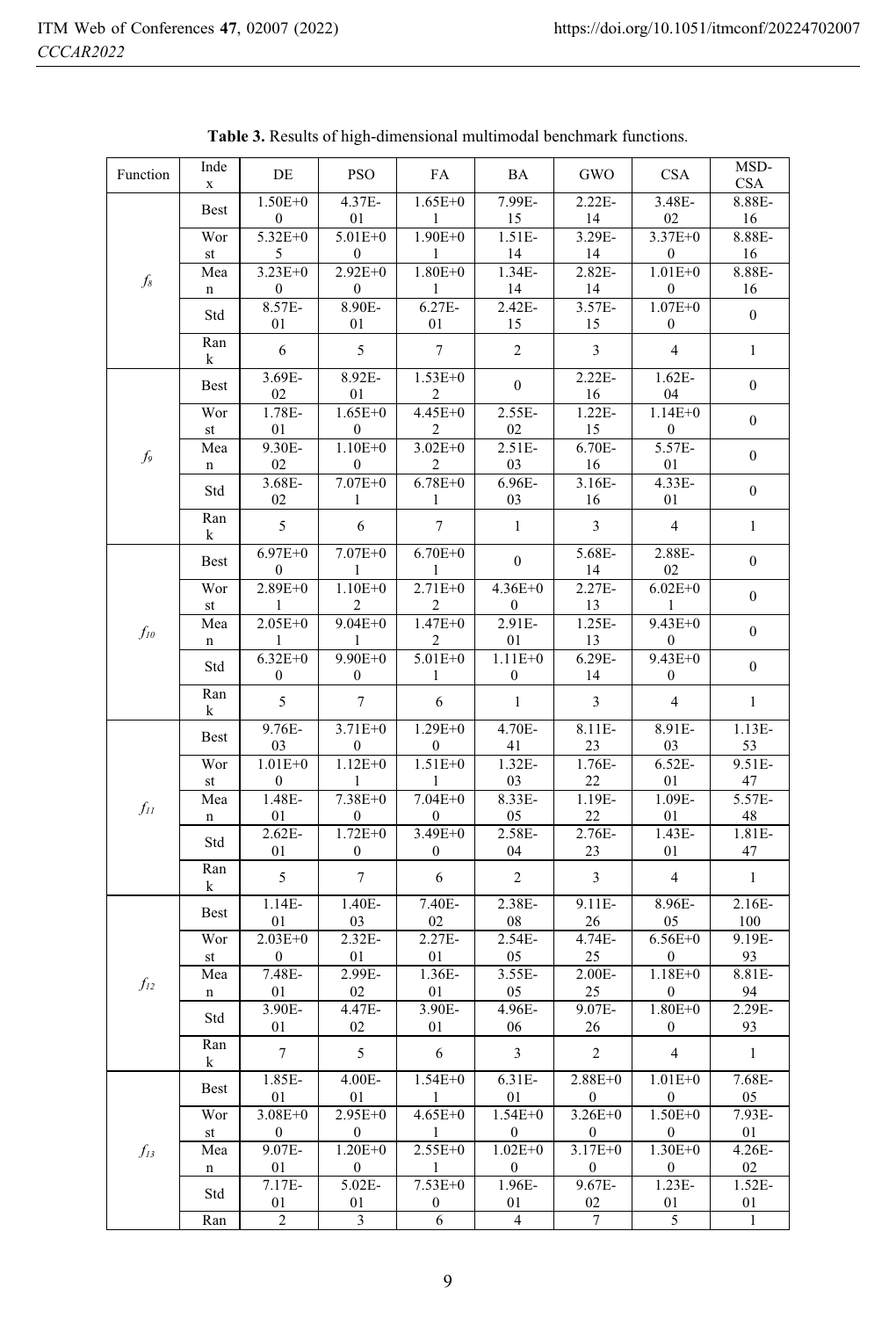**Table 3.** Results of high-dimensional multimodal benchmark functions.

| Function | Index | DE | PSO | FA | BA | GWO | CSA | MSD-CSA |
|---|---|---|---|---|---|---|---|---|
| $f_8$ | Best | 1.50E+00 | 4.37E-01 | 1.65E+01 | 7.99E-15 | 2.22E-14 | 3.48E-02 | 8.88E-16 |
| | Worst | 5.32E+05 | 5.01E+00 | 1.90E+01 | 1.51E-14 | 3.29E-14 | 3.37E+00 | 8.88E-16 |
| | Mean | 3.23E+00 | 2.92E+00 | 1.80E+01 | 1.34E-14 | 2.82E-14 | 1.01E+00 | 8.88E-16 |
| | Std | 8.57E-01 | 8.90E-01 | 6.27E-01 | 2.42E-15 | 3.57E-15 | 1.07E+00 | 0 |
| | Rank | 6 | 5 | 7 | 2 | 3 | 4 | 1 |
| $f_9$ | Best | 3.69E-02 | 8.92E-01 | 1.53E+02 | 0 | 2.22E-16 | 1.62E-04 | 0 |
| | Worst | 1.78E-01 | 1.65E+00 | 4.45E+02 | 2.55E-02 | 1.22E-15 | 1.14E+00 | 0 |
| | Mean | 9.30E-02 | 1.10E+00 | 3.02E+02 | 2.51E-03 | 6.70E-16 | 5.57E-01 | 0 |
| | Std | 3.68E-02 | 7.07E+01 | 6.78E+01 | 6.96E-03 | 3.16E-16 | 4.33E-01 | 0 |
| | Rank | 5 | 6 | 7 | 1 | 3 | 4 | 1 |
| $f_{10}$ | Best | 6.97E+00 | 7.07E+01 | 6.70E+01 | 0 | 5.68E-14 | 2.88E-02 | 0 |
| | Worst | 2.89E+01 | 1.10E+02 | 2.71E+02 | 4.36E+00 | 2.27E-13 | 6.02E+01 | 0 |
| | Mean | 2.05E+01 | 9.04E+01 | 1.47E+02 | 2.91E-01 | 1.25E-13 | 9.43E+00 | 0 |
| | Std | 6.32E+00 | 9.90E+00 | 5.01E+01 | 1.11E+00 | 6.29E-14 | 9.43E+00 | 0 |
| | Rank | 5 | 7 | 6 | 1 | 3 | 4 | 1 |
| $f_{11}$ | Best | 9.76E-03 | 3.71E+00 | 1.29E+00 | 4.70E-41 | 8.11E-23 | 8.91E-03 | 1.13E-53 |
| | Worst | 1.01E+00 | 1.12E+01 | 1.51E+01 | 1.32E-03 | 1.76E-22 | 6.52E-01 | 9.51E-47 |
| | Mean | 1.48E-01 | 7.38E+00 | 7.04E+00 | 8.33E-05 | 1.19E-22 | 1.09E-01 | 5.57E-48 |
| | Std | 2.62E-01 | 1.72E+00 | 3.49E+00 | 2.58E-04 | 2.76E-23 | 1.43E-01 | 1.81E-47 |
| | Rank | 5 | 7 | 6 | 2 | 3 | 4 | 1 |
| $f_{12}$ | Best | 1.14E-01 | 1.40E-03 | 7.40E-02 | 2.38E-08 | 9.11E-26 | 8.96E-05 | 2.16E-100 |
| | Worst | 2.03E+00 | 2.32E-01 | 2.27E-01 | 2.54E-05 | 4.74E-25 | 6.56E+00 | 9.19E-93 |
| | Mean | 7.48E-01 | 2.99E-02 | 1.36E-01 | 3.55E-05 | 2.00E-25 | 1.18E+00 | 8.81E-94 |
| | Std | 3.90E-01 | 4.47E-02 | 3.90E-01 | 4.96E-06 | 9.07E-26 | 1.80E+00 | 2.29E-93 |
| | Rank | 7 | 5 | 6 | 3 | 2 | 4 | 1 |
| $f_{13}$ | Best | 1.85E-01 | 4.00E-01 | 1.54E+01 | 6.31E-01 | 2.88E+00 | 1.01E+00 | 7.68E-05 |
| | Worst | 3.08E+00 | 2.95E+00 | 4.65E+01 | 1.54E+00 | 3.26E+00 | 1.50E+00 | 7.93E-01 |
| | Mean | 9.07E-01 | 1.20E+00 | 2.55E+01 | 1.02E+00 | 3.17E+00 | 1.30E+00 | 4.26E-02 |
| | Std | 7.17E-01 | 5.02E-01 | 7.53E+00 | 1.96E-01 | 9.67E-02 | 1.23E-01 | 1.52E-01 |
| | Ran | 2 | 3 | 6 | 4 | 7 | 5 | 1 |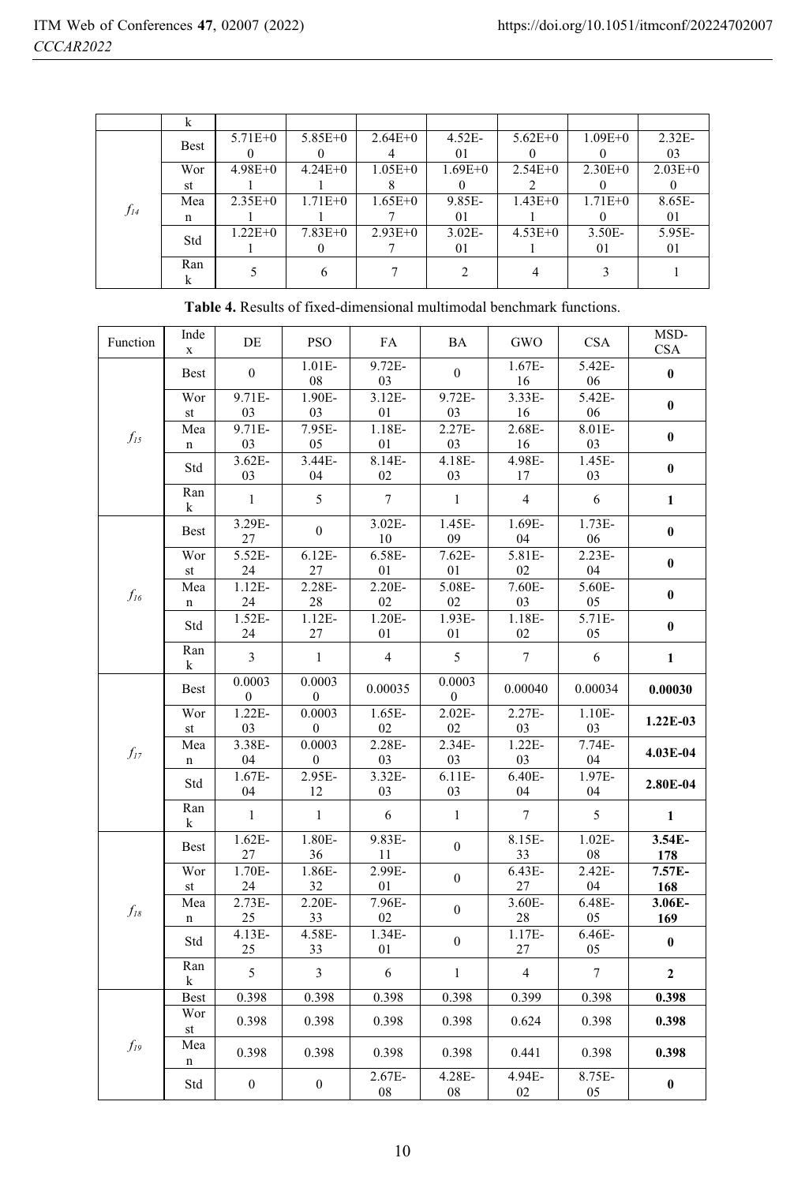| | Rank | | | | | | | |
|---|---|---|---|---|---|---|---|---|
| $f_{14}$ | Best | 5.71E+00 | 5.85E+00 | 2.64E+04 | 4.52E-01 | 5.62E+00 | 1.09E+00 | 2.32E-03 |
| | Worst | 4.98E+01 | 4.24E+01 | 1.05E+08 | 1.69E+00 | 2.54E+02 | 2.30E+00 | 2.03E+00 |
| | Mean | 2.35E+01 | 1.71E+01 | 1.65E+07 | 9.85E-01 | 1.43E+01 | 1.71E+00 | 8.65E-01 |
| | Std | 1.22E+01 | 7.83E+00 | 2.93E+07 | 3.02E-01 | 4.53E+01 | 3.50E-01 | 5.95E-01 |
| | Rank | 5 | 6 | 7 | 2 | 4 | 3 | 1 |

**Table 4.** Results of fixed-dimensional multimodal benchmark functions.

| Function | Index | DE | PSO | FA | BA | GWO | CSA | MSD-CSA |
|---|---|---|---|---|---|---|---|---|
| $f_{15}$ | Best | 0 | 1.01E-08 | 9.72E-03 | 0 | 1.67E-16 | 5.42E-06 | **0** |
| | Worst | 9.71E-03 | 1.90E-03 | 3.12E-01 | 9.72E-03 | 3.33E-16 | 5.42E-06 | **0** |
| | Mean | 9.71E-03 | 7.95E-05 | 1.18E-01 | 2.27E-03 | 2.68E-16 | 8.01E-03 | **0** |
| | Std | 3.62E-03 | 3.44E-04 | 8.14E-02 | 4.18E-03 | 4.98E-17 | 1.45E-03 | **0** |
| | Rank | 1 | 5 | 7 | 1 | 4 | 6 | **1** |
| $f_{16}$ | Best | 3.29E-27 | 0 | 3.02E-10 | 1.45E-09 | 1.69E-04 | 1.73E-06 | **0** |
| | Worst | 5.52E-24 | 6.12E-27 | 6.58E-01 | 7.62E-01 | 5.81E-02 | 2.23E-04 | **0** |
| | Mean | 1.12E-24 | 2.28E-28 | 2.20E-02 | 5.08E-02 | 7.60E-03 | 5.60E-05 | **0** |
| | Std | 1.52E-24 | 1.12E-27 | 1.20E-01 | 1.93E-01 | 1.18E-02 | 5.71E-05 | **0** |
| | Rank | 3 | 1 | 4 | 5 | 7 | 6 | **1** |
| $f_{17}$ | Best | 0.00030 | 0.00030 | 0.00035 | 0.00030 | 0.00040 | 0.00034 | **0.00030** |
| | Worst | 1.22E-03 | 0.00030 | 1.65E-02 | 2.02E-02 | 2.27E-03 | 1.10E-03 | **1.22E-03** |
| | Mean | 3.38E-04 | 0.00030 | 2.28E-03 | 2.34E-03 | 1.22E-03 | 7.74E-04 | **4.03E-04** |
| | Std | 1.67E-04 | 2.95E-12 | 3.32E-03 | 6.11E-03 | 6.40E-04 | 1.97E-04 | **2.80E-04** |
| | Rank | 1 | 1 | 6 | 1 | 7 | 5 | **1** |
| $f_{18}$ | Best | 1.62E-27 | 1.80E-36 | 9.83E-11 | 0 | 8.15E-33 | 1.02E-08 | **3.54E-178** |
| | Worst | 1.70E-24 | 1.86E-32 | 2.99E-01 | 0 | 6.43E-27 | 2.42E-04 | **7.57E-168** |
| | Mean | 2.73E-25 | 2.20E-33 | 7.96E-02 | 0 | 3.60E-28 | 6.48E-05 | **3.06E-169** |
| | Std | 4.13E-25 | 4.58E-33 | 1.34E-01 | 0 | 1.17E-27 | 6.46E-05 | **0** |
| | Rank | 5 | 3 | 6 | 1 | 4 | 7 | **2** |
| $f_{19}$ | Best | 0.398 | 0.398 | 0.398 | 0.398 | 0.399 | 0.398 | **0.398** |
| | Worst | 0.398 | 0.398 | 0.398 | 0.398 | 0.624 | 0.398 | **0.398** |
| | Mean | 0.398 | 0.398 | 0.398 | 0.398 | 0.441 | 0.398 | **0.398** |
| | Std | 0 | 0 | 2.67E-08 | 4.28E-08 | 4.94E-02 | 8.75E-05 | **0** |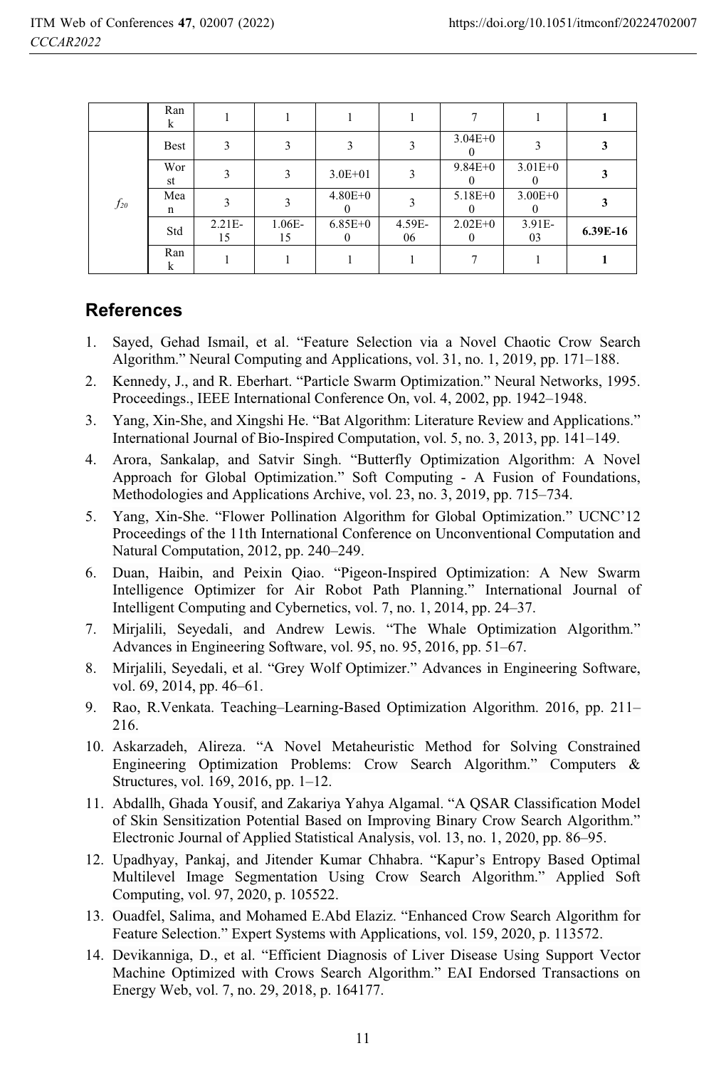|  | Rank | 1 | 1 | 1 | 1 | 7 | 1 | **1** |
|---|---|---|---|---|---|---|---|---|
| $f_{20}$ | Best | 3 | 3 | 3 | 3 | 3.04E+00 | 3 | **3** |
|  | Worst | 3 | 3 | 3.0E+01 | 3 | 9.84E+00 | 3.01E+00 | **3** |
|  | Mean | 3 | 3 | 4.80E+00 | 3 | 5.18E+00 | 3.00E+00 | **3** |
|  | Std | 2.21E-15 | 1.06E-15 | 6.85E+00 | 4.59E-06 | 2.02E+00 | 3.91E-03 | **6.39E-16** |
|  | Rank | 1 | 1 | 1 | 1 | 7 | 1 | **1** |

## References

1. Sayed, Gehad Ismail, et al. "Feature Selection via a Novel Chaotic Crow Search Algorithm." Neural Computing and Applications, vol. 31, no. 1, 2019, pp. 171–188.
2. Kennedy, J., and R. Eberhart. "Particle Swarm Optimization." Neural Networks, 1995. Proceedings., IEEE International Conference On, vol. 4, 2002, pp. 1942–1948.
3. Yang, Xin-She, and Xingshi He. "Bat Algorithm: Literature Review and Applications." International Journal of Bio-Inspired Computation, vol. 5, no. 3, 2013, pp. 141–149.
4. Arora, Sankalap, and Satvir Singh. "Butterfly Optimization Algorithm: A Novel Approach for Global Optimization." Soft Computing - A Fusion of Foundations, Methodologies and Applications Archive, vol. 23, no. 3, 2019, pp. 715–734.
5. Yang, Xin-She. "Flower Pollination Algorithm for Global Optimization." UCNC'12 Proceedings of the 11th International Conference on Unconventional Computation and Natural Computation, 2012, pp. 240–249.
6. Duan, Haibin, and Peixin Qiao. "Pigeon-Inspired Optimization: A New Swarm Intelligence Optimizer for Air Robot Path Planning." International Journal of Intelligent Computing and Cybernetics, vol. 7, no. 1, 2014, pp. 24–37.
7. Mirjalili, Seyedali, and Andrew Lewis. "The Whale Optimization Algorithm." Advances in Engineering Software, vol. 95, no. 95, 2016, pp. 51–67.
8. Mirjalili, Seyedali, et al. "Grey Wolf Optimizer." Advances in Engineering Software, vol. 69, 2014, pp. 46–61.
9. Rao, R.Venkata. Teaching–Learning-Based Optimization Algorithm. 2016, pp. 211–216.
10. Askarzadeh, Alireza. "A Novel Metaheuristic Method for Solving Constrained Engineering Optimization Problems: Crow Search Algorithm." Computers & Structures, vol. 169, 2016, pp. 1–12.
11. Abdallh, Ghada Yousif, and Zakariya Yahya Algamal. "A QSAR Classification Model of Skin Sensitization Potential Based on Improving Binary Crow Search Algorithm." Electronic Journal of Applied Statistical Analysis, vol. 13, no. 1, 2020, pp. 86–95.
12. Upadhyay, Pankaj, and Jitender Kumar Chhabra. "Kapur's Entropy Based Optimal Multilevel Image Segmentation Using Crow Search Algorithm." Applied Soft Computing, vol. 97, 2020, p. 105522.
13. Ouadfel, Salima, and Mohamed E.Abd Elaziz. "Enhanced Crow Search Algorithm for Feature Selection." Expert Systems with Applications, vol. 159, 2020, p. 113572.
14. Devikanniga, D., et al. "Efficient Diagnosis of Liver Disease Using Support Vector Machine Optimized with Crows Search Algorithm." EAI Endorsed Transactions on Energy Web, vol. 7, no. 29, 2018, p. 164177.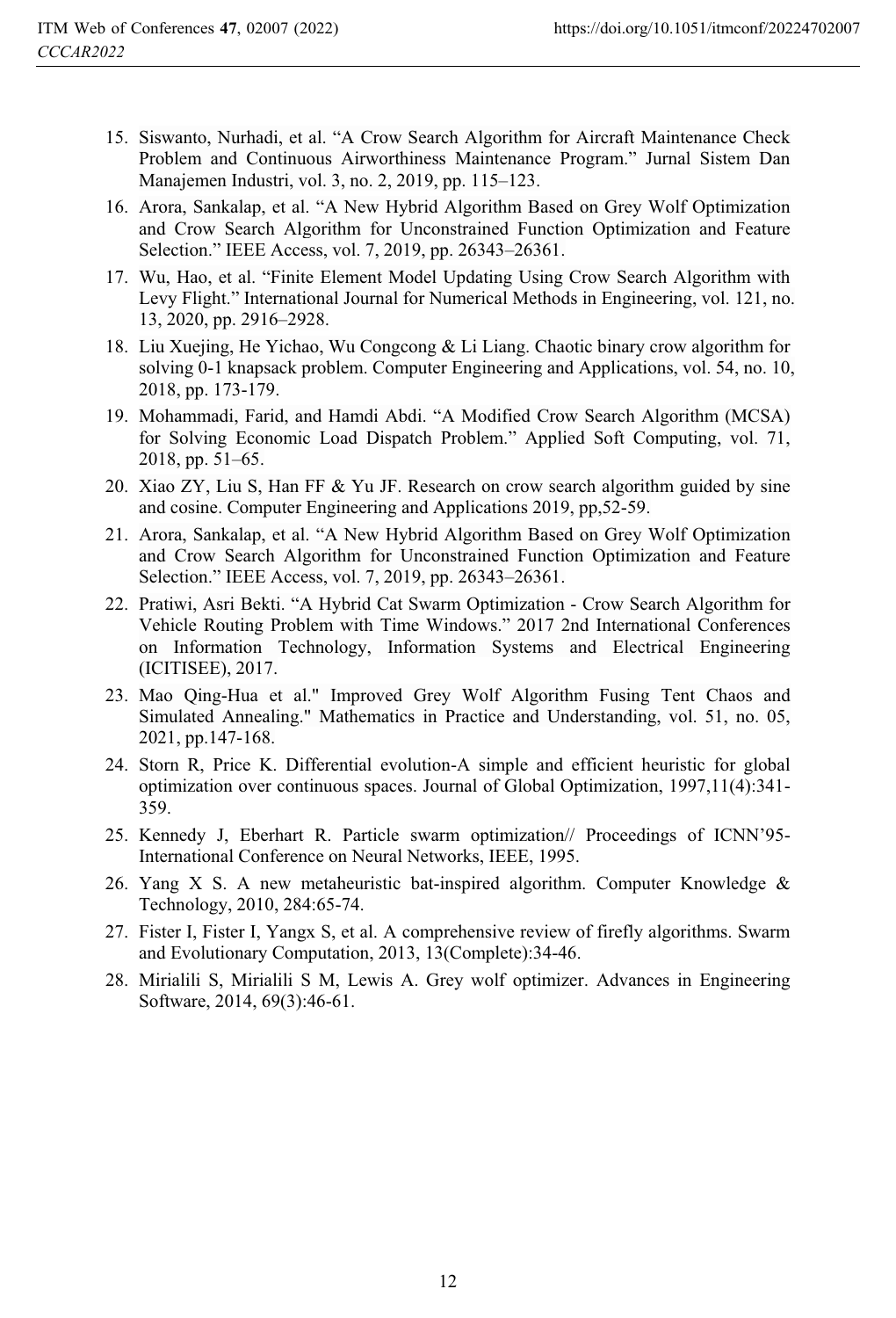15. Siswanto, Nurhadi, et al. “A Crow Search Algorithm for Aircraft Maintenance Check Problem and Continuous Airworthiness Maintenance Program.” Jurnal Sistem Dan Manajemen Industri, vol. 3, no. 2, 2019, pp. 115–123.
16. Arora, Sankalap, et al. “A New Hybrid Algorithm Based on Grey Wolf Optimization and Crow Search Algorithm for Unconstrained Function Optimization and Feature Selection.” IEEE Access, vol. 7, 2019, pp. 26343–26361.
17. Wu, Hao, et al. “Finite Element Model Updating Using Crow Search Algorithm with Levy Flight.” International Journal for Numerical Methods in Engineering, vol. 121, no. 13, 2020, pp. 2916–2928.
18. Liu Xuejing, He Yichao, Wu Congcong & Li Liang. Chaotic binary crow algorithm for solving 0-1 knapsack problem. Computer Engineering and Applications, vol. 54, no. 10, 2018, pp. 173-179.
19. Mohammadi, Farid, and Hamdi Abdi. “A Modified Crow Search Algorithm (MCSA) for Solving Economic Load Dispatch Problem.” Applied Soft Computing, vol. 71, 2018, pp. 51–65.
20. Xiao ZY, Liu S, Han FF & Yu JF. Research on crow search algorithm guided by sine and cosine. Computer Engineering and Applications 2019, pp,52-59.
21. Arora, Sankalap, et al. “A New Hybrid Algorithm Based on Grey Wolf Optimization and Crow Search Algorithm for Unconstrained Function Optimization and Feature Selection.” IEEE Access, vol. 7, 2019, pp. 26343–26361.
22. Pratiwi, Asri Bekti. “A Hybrid Cat Swarm Optimization - Crow Search Algorithm for Vehicle Routing Problem with Time Windows.” 2017 2nd International Conferences on Information Technology, Information Systems and Electrical Engineering (ICITISEE), 2017.
23. Mao Qing-Hua et al." Improved Grey Wolf Algorithm Fusing Tent Chaos and Simulated Annealing." Mathematics in Practice and Understanding, vol. 51, no. 05, 2021, pp.147-168.
24. Storn R, Price K. Differential evolution-A simple and efficient heuristic for global optimization over continuous spaces. Journal of Global Optimization, 1997,11(4):341-359.
25. Kennedy J, Eberhart R. Particle swarm optimization// Proceedings of ICNN'95-International Conference on Neural Networks, IEEE, 1995.
26. Yang X S. A new metaheuristic bat-inspired algorithm. Computer Knowledge & Technology, 2010, 284:65-74.
27. Fister I, Fister I, Yangx S, et al. A comprehensive review of firefly algorithms. Swarm and Evolutionary Computation, 2013, 13(Complete):34-46.
28. Mirialili S, Mirialili S M, Lewis A. Grey wolf optimizer. Advances in Engineering Software, 2014, 69(3):46-61.